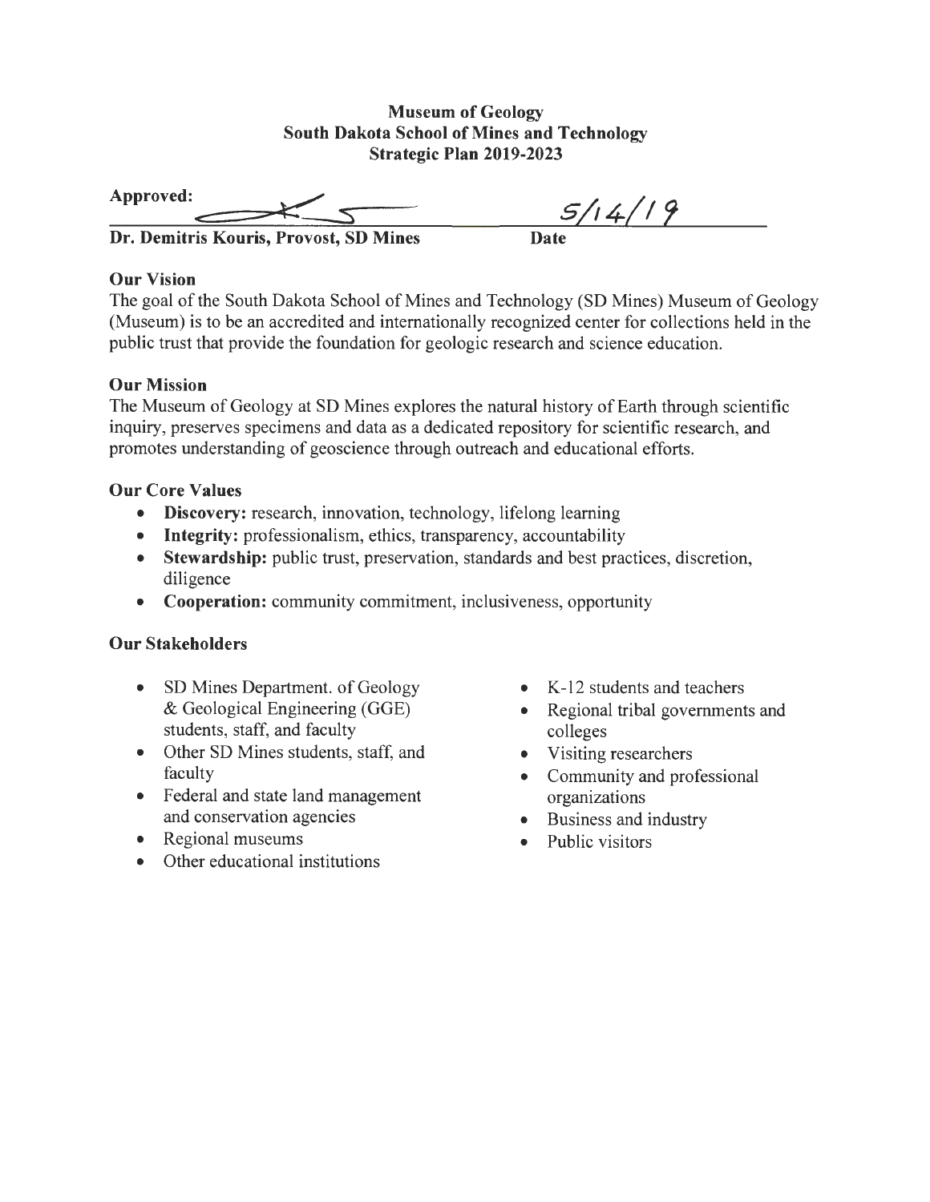# Museum of Geology
# South Dakota School of Mines and Technology
# Strategic Plan 2019-2023

**Approved:** ______________________ 5/14/19

**Dr. Demitris Kouris, Provost, SD Mines** **Date**

## Our Vision

The goal of the South Dakota School of Mines and Technology (SD Mines) Museum of Geology (Museum) is to be an accredited and internationally recognized center for collections held in the public trust that provide the foundation for geologic research and science education.

## Our Mission

The Museum of Geology at SD Mines explores the natural history of Earth through scientific inquiry, preserves specimens and data as a dedicated repository for scientific research, and promotes understanding of geoscience through outreach and educational efforts.

## Our Core Values

- **Discovery:** research, innovation, technology, lifelong learning
- **Integrity:** professionalism, ethics, transparency, accountability
- **Stewardship:** public trust, preservation, standards and best practices, discretion, diligence
- **Cooperation:** community commitment, inclusiveness, opportunity

## Our Stakeholders

- SD Mines Department. of Geology & Geological Engineering (GGE) students, staff, and faculty
- Other SD Mines students, staff, and faculty
- Federal and state land management and conservation agencies
- Regional museums
- Other educational institutions
- K-12 students and teachers
- Regional tribal governments and colleges
- Visiting researchers
- Community and professional organizations
- Business and industry
- Public visitors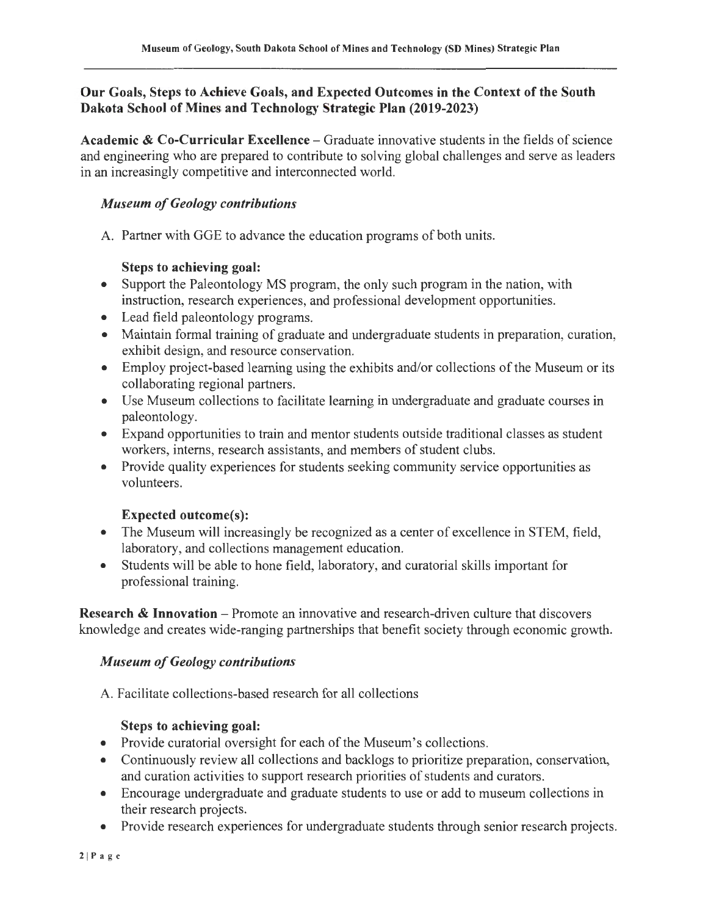## Our Goals, Steps to Achieve Goals, and Expected Outcomes in the Context of the South Dakota School of Mines and Technology Strategic Plan (2019-2023)

**Academic & Co-Curricular Excellence** – Graduate innovative students in the fields of science and engineering who are prepared to contribute to solving global challenges and serve as leaders in an increasingly competitive and interconnected world.

### *Museum of Geology contributions*

A. Partner with GGE to advance the education programs of both units.

**Steps to achieving goal:**

- Support the Paleontology MS program, the only such program in the nation, with instruction, research experiences, and professional development opportunities.
- Lead field paleontology programs.
- Maintain formal training of graduate and undergraduate students in preparation, curation, exhibit design, and resource conservation.
- Employ project-based learning using the exhibits and/or collections of the Museum or its collaborating regional partners.
- Use Museum collections to facilitate learning in undergraduate and graduate courses in paleontology.
- Expand opportunities to train and mentor students outside traditional classes as student workers, interns, research assistants, and members of student clubs.
- Provide quality experiences for students seeking community service opportunities as volunteers.

**Expected outcome(s):**

- The Museum will increasingly be recognized as a center of excellence in STEM, field, laboratory, and collections management education.
- Students will be able to hone field, laboratory, and curatorial skills important for professional training.

**Research & Innovation** – Promote an innovative and research-driven culture that discovers knowledge and creates wide-ranging partnerships that benefit society through economic growth.

### *Museum of Geology contributions*

A. Facilitate collections-based research for all collections

**Steps to achieving goal:**

- Provide curatorial oversight for each of the Museum's collections.
- Continuously review all collections and backlogs to prioritize preparation, conservation, and curation activities to support research priorities of students and curators.
- Encourage undergraduate and graduate students to use or add to museum collections in their research projects.
- Provide research experiences for undergraduate students through senior research projects.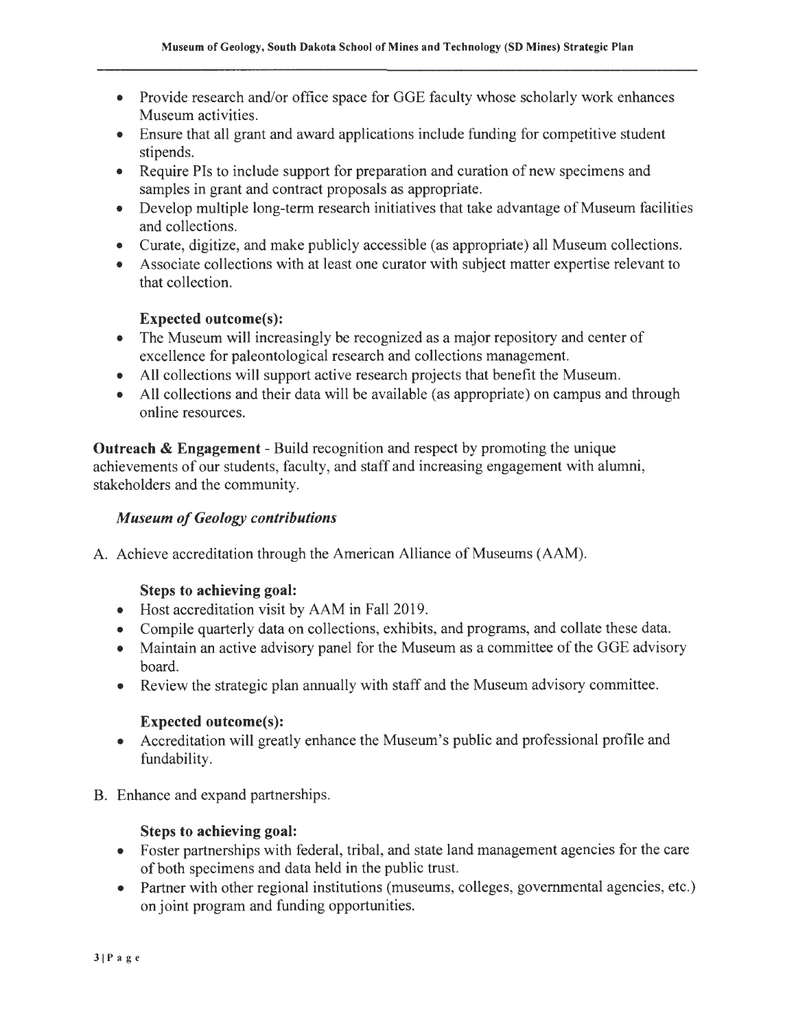- Provide research and/or office space for GGE faculty whose scholarly work enhances Museum activities.
- Ensure that all grant and award applications include funding for competitive student stipends.
- Require PIs to include support for preparation and curation of new specimens and samples in grant and contract proposals as appropriate.
- Develop multiple long-term research initiatives that take advantage of Museum facilities and collections.
- Curate, digitize, and make publicly accessible (as appropriate) all Museum collections.
- Associate collections with at least one curator with subject matter expertise relevant to that collection.

**Expected outcome(s):**

- The Museum will increasingly be recognized as a major repository and center of excellence for paleontological research and collections management.
- All collections will support active research projects that benefit the Museum.
- All collections and their data will be available (as appropriate) on campus and through online resources.

**Outreach & Engagement** - Build recognition and respect by promoting the unique achievements of our students, faculty, and staff and increasing engagement with alumni, stakeholders and the community.

***Museum of Geology contributions***

A. Achieve accreditation through the American Alliance of Museums (AAM).

**Steps to achieving goal:**

- Host accreditation visit by AAM in Fall 2019.
- Compile quarterly data on collections, exhibits, and programs, and collate these data.
- Maintain an active advisory panel for the Museum as a committee of the GGE advisory board.
- Review the strategic plan annually with staff and the Museum advisory committee.

**Expected outcome(s):**

- Accreditation will greatly enhance the Museum's public and professional profile and fundability.

B. Enhance and expand partnerships.

**Steps to achieving goal:**

- Foster partnerships with federal, tribal, and state land management agencies for the care of both specimens and data held in the public trust.
- Partner with other regional institutions (museums, colleges, governmental agencies, etc.) on joint program and funding opportunities.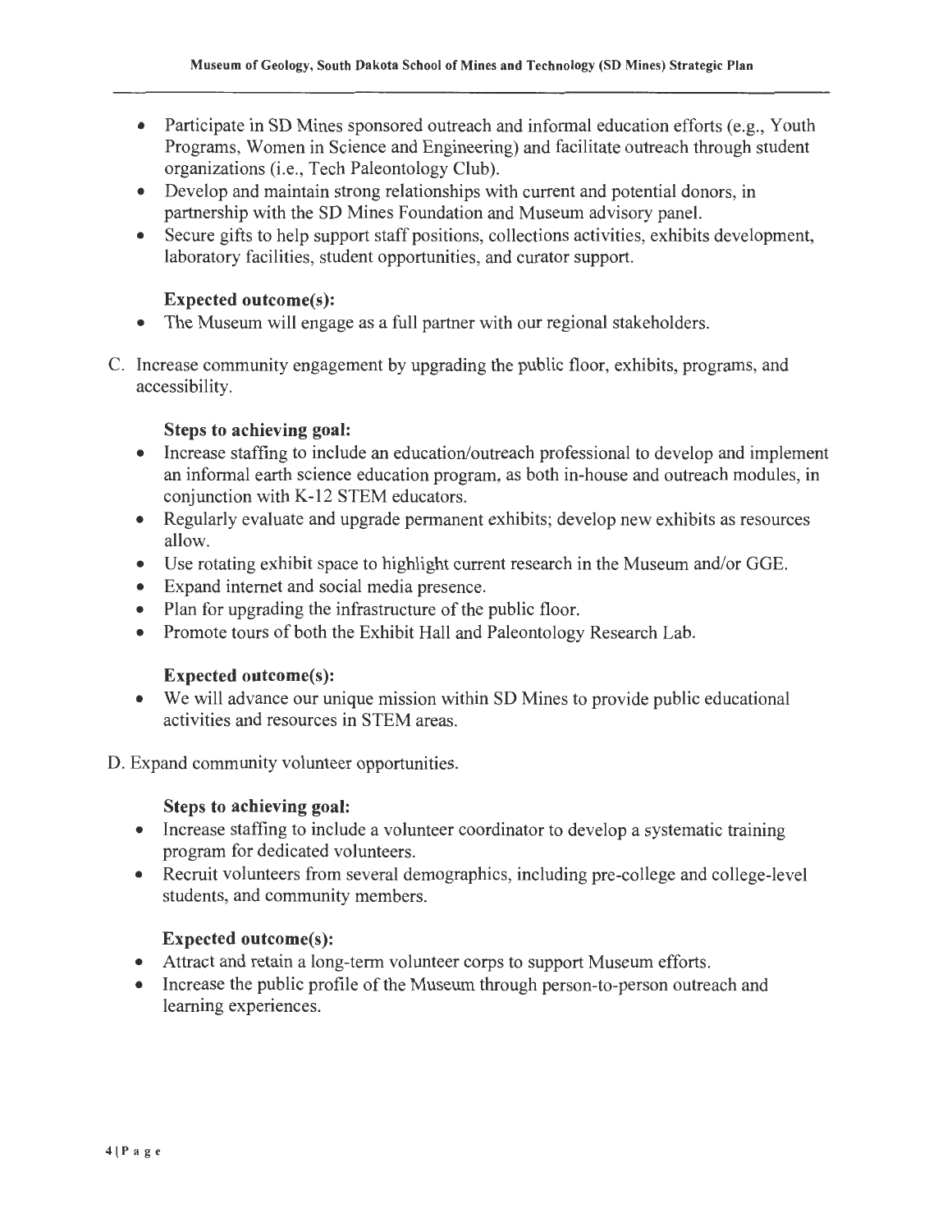- Participate in SD Mines sponsored outreach and informal education efforts (e.g., Youth Programs, Women in Science and Engineering) and facilitate outreach through student organizations (i.e., Tech Paleontology Club).
- Develop and maintain strong relationships with current and potential donors, in partnership with the SD Mines Foundation and Museum advisory panel.
- Secure gifts to help support staff positions, collections activities, exhibits development, laboratory facilities, student opportunities, and curator support.

**Expected outcome(s):**

- The Museum will engage as a full partner with our regional stakeholders.

C. Increase community engagement by upgrading the public floor, exhibits, programs, and accessibility.

**Steps to achieving goal:**

- Increase staffing to include an education/outreach professional to develop and implement an informal earth science education program, as both in-house and outreach modules, in conjunction with K-12 STEM educators.
- Regularly evaluate and upgrade permanent exhibits; develop new exhibits as resources allow.
- Use rotating exhibit space to highlight current research in the Museum and/or GGE.
- Expand internet and social media presence.
- Plan for upgrading the infrastructure of the public floor.
- Promote tours of both the Exhibit Hall and Paleontology Research Lab.

**Expected outcome(s):**

- We will advance our unique mission within SD Mines to provide public educational activities and resources in STEM areas.

D. Expand community volunteer opportunities.

**Steps to achieving goal:**

- Increase staffing to include a volunteer coordinator to develop a systematic training program for dedicated volunteers.
- Recruit volunteers from several demographics, including pre-college and college-level students, and community members.

**Expected outcome(s):**

- Attract and retain a long-term volunteer corps to support Museum efforts.
- Increase the public profile of the Museum through person-to-person outreach and learning experiences.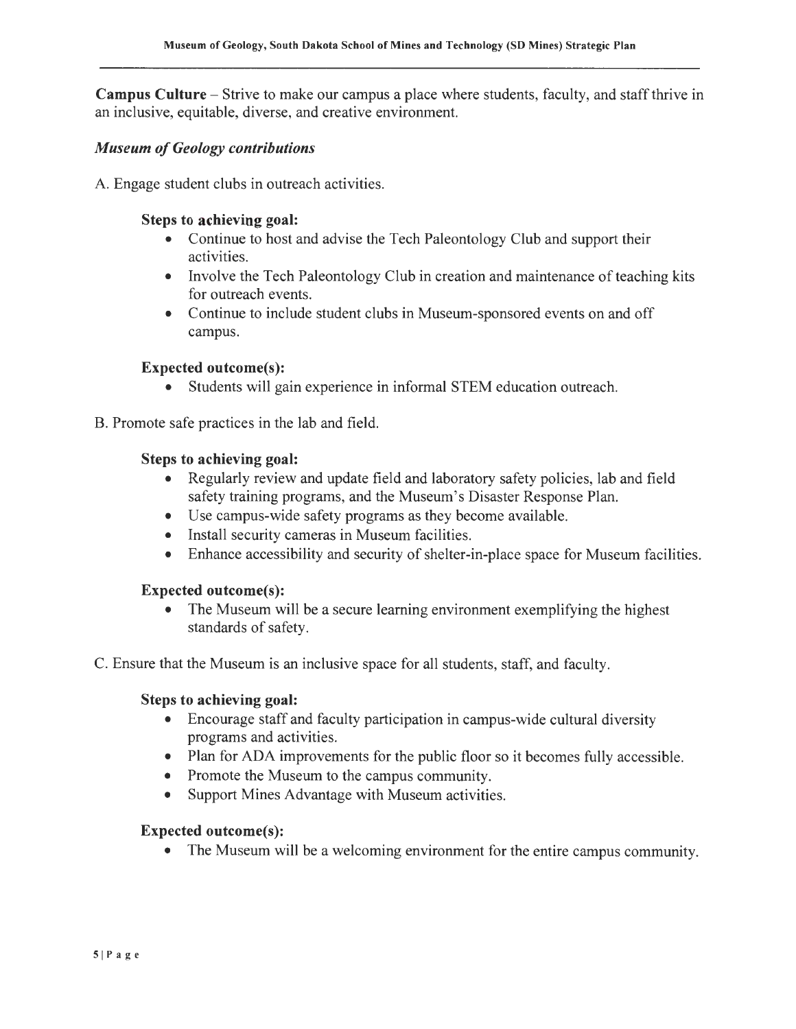**Campus Culture** – Strive to make our campus a place where students, faculty, and staff thrive in an inclusive, equitable, diverse, and creative environment.

***Museum of Geology contributions***

A. Engage student clubs in outreach activities.

**Steps to achieving goal:**

- Continue to host and advise the Tech Paleontology Club and support their activities.
- Involve the Tech Paleontology Club in creation and maintenance of teaching kits for outreach events.
- Continue to include student clubs in Museum-sponsored events on and off campus.

**Expected outcome(s):**

- Students will gain experience in informal STEM education outreach.

B. Promote safe practices in the lab and field.

**Steps to achieving goal:**

- Regularly review and update field and laboratory safety policies, lab and field safety training programs, and the Museum's Disaster Response Plan.
- Use campus-wide safety programs as they become available.
- Install security cameras in Museum facilities.
- Enhance accessibility and security of shelter-in-place space for Museum facilities.

**Expected outcome(s):**

- The Museum will be a secure learning environment exemplifying the highest standards of safety.

C. Ensure that the Museum is an inclusive space for all students, staff, and faculty.

**Steps to achieving goal:**

- Encourage staff and faculty participation in campus-wide cultural diversity programs and activities.
- Plan for ADA improvements for the public floor so it becomes fully accessible.
- Promote the Museum to the campus community.
- Support Mines Advantage with Museum activities.

**Expected outcome(s):**

- The Museum will be a welcoming environment for the entire campus community.